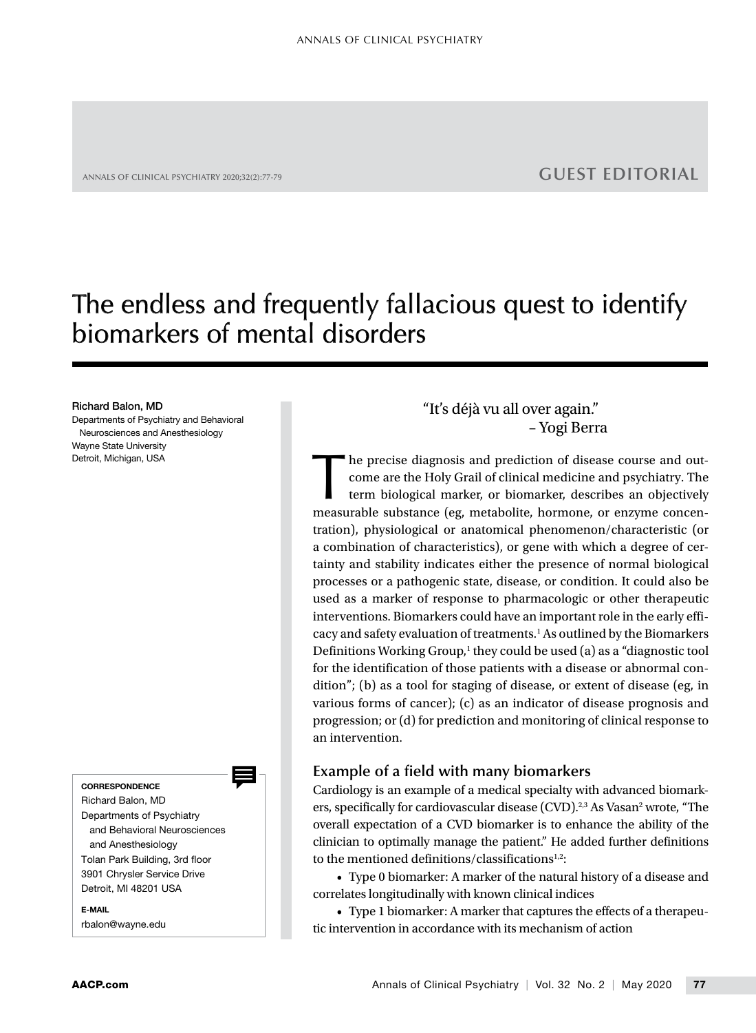GUEST EDITORIAL

# The endless and frequently fallacious quest to identify biomarkers of mental disorders

**Richard Balon, MD**
Departments of Psychiatry and Behavioral Neurosciences and Anesthesiology
Wayne State University
Detroit, Michigan, USA

**CORRESPONDENCE**
Richard Balon, MD
Departments of Psychiatry and Behavioral Neurosciences and Anesthesiology
Tolan Park Building, 3rd floor
3901 Chrysler Service Drive
Detroit, MI 48201 USA

**E-MAIL**
rbalon@wayne.edu

"It's déjà vu all over again."
– Yogi Berra

The precise diagnosis and prediction of disease course and outcome are the Holy Grail of clinical medicine and psychiatry. The term biological marker, or biomarker, describes an objectively measurable substance (eg, metabolite, hormone, or enzyme concentration), physiological or anatomical phenomenon/characteristic (or a combination of characteristics), or gene with which a degree of certainty and stability indicates either the presence of normal biological processes or a pathogenic state, disease, or condition. It could also be used as a marker of response to pharmacologic or other therapeutic interventions. Biomarkers could have an important role in the early efficacy and safety evaluation of treatments.[1] As outlined by the Biomarkers Definitions Working Group,[1] they could be used (a) as a "diagnostic tool for the identification of those patients with a disease or abnormal condition"; (b) as a tool for staging of disease, or extent of disease (eg, in various forms of cancer); (c) as an indicator of disease prognosis and progression; or (d) for prediction and monitoring of clinical response to an intervention.

## Example of a field with many biomarkers

Cardiology is an example of a medical specialty with advanced biomarkers, specifically for cardiovascular disease (CVD).[2,3] As Vasan[2] wrote, "The overall expectation of a CVD biomarker is to enhance the ability of the clinician to optimally manage the patient." He added further definitions to the mentioned definitions/classifications[1,2]:

- Type 0 biomarker: A marker of the natural history of a disease and correlates longitudinally with known clinical indices
- Type 1 biomarker: A marker that captures the effects of a therapeutic intervention in accordance with its mechanism of action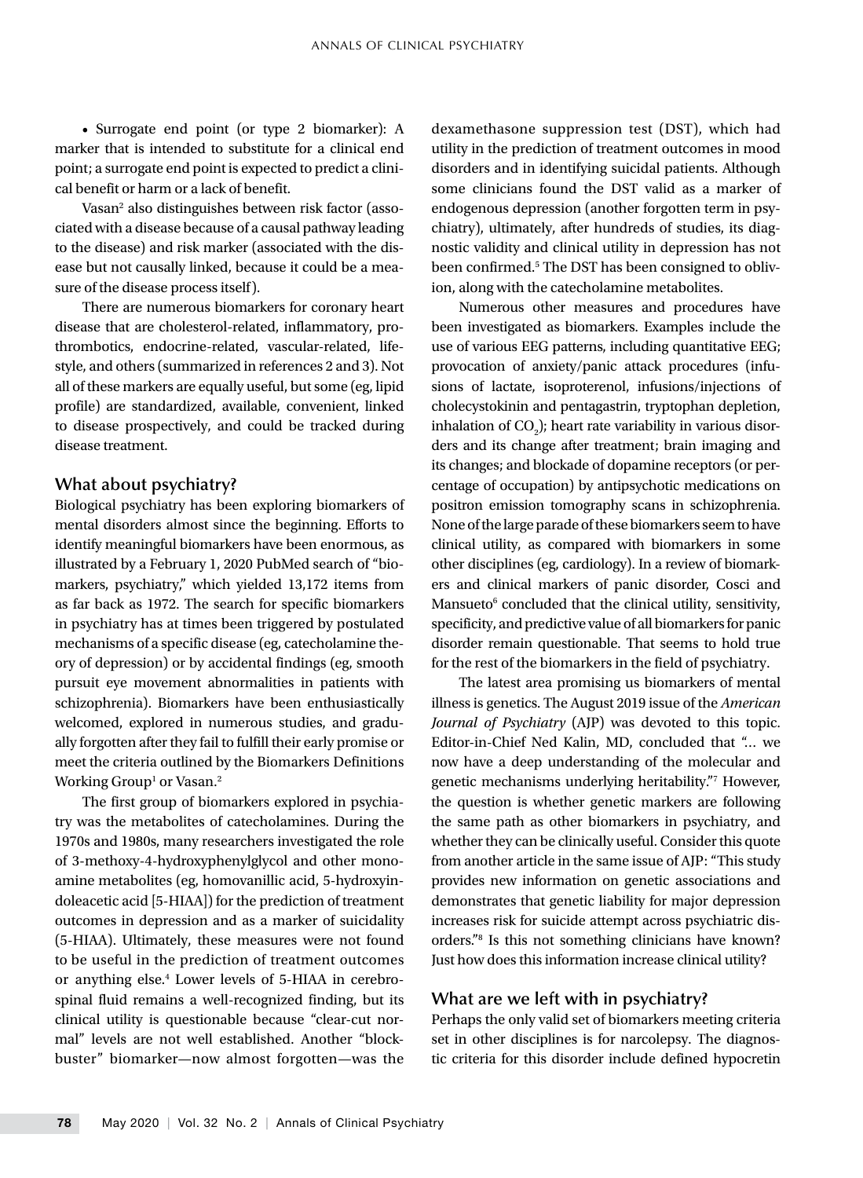- Surrogate end point (or type 2 biomarker): A marker that is intended to substitute for a clinical end point; a surrogate end point is expected to predict a clinical benefit or harm or a lack of benefit.

Vasan[2] also distinguishes between risk factor (associated with a disease because of a causal pathway leading to the disease) and risk marker (associated with the disease but not causally linked, because it could be a measure of the disease process itself).

There are numerous biomarkers for coronary heart disease that are cholesterol-related, inflammatory, prothrombotics, endocrine-related, vascular-related, lifestyle, and others (summarized in references 2 and 3). Not all of these markers are equally useful, but some (eg, lipid profile) are standardized, available, convenient, linked to disease prospectively, and could be tracked during disease treatment.

## What about psychiatry?

Biological psychiatry has been exploring biomarkers of mental disorders almost since the beginning. Efforts to identify meaningful biomarkers have been enormous, as illustrated by a February 1, 2020 PubMed search of "biomarkers, psychiatry," which yielded 13,172 items from as far back as 1972. The search for specific biomarkers in psychiatry has at times been triggered by postulated mechanisms of a specific disease (eg, catecholamine theory of depression) or by accidental findings (eg, smooth pursuit eye movement abnormalities in patients with schizophrenia). Biomarkers have been enthusiastically welcomed, explored in numerous studies, and gradually forgotten after they fail to fulfill their early promise or meet the criteria outlined by the Biomarkers Definitions Working Group[1] or Vasan.[2]

The first group of biomarkers explored in psychiatry was the metabolites of catecholamines. During the 1970s and 1980s, many researchers investigated the role of 3-methoxy-4-hydroxyphenylglycol and other monoamine metabolites (eg, homovanillic acid, 5-hydroxyindoleacetic acid [5-HIAA]) for the prediction of treatment outcomes in depression and as a marker of suicidality (5-HIAA). Ultimately, these measures were not found to be useful in the prediction of treatment outcomes or anything else.[4] Lower levels of 5-HIAA in cerebrospinal fluid remains a well-recognized finding, but its clinical utility is questionable because "clear-cut normal" levels are not well established. Another "blockbuster" biomarker—now almost forgotten—was the dexamethasone suppression test (DST), which had utility in the prediction of treatment outcomes in mood disorders and in identifying suicidal patients. Although some clinicians found the DST valid as a marker of endogenous depression (another forgotten term in psychiatry), ultimately, after hundreds of studies, its diagnostic validity and clinical utility in depression has not been confirmed.[5] The DST has been consigned to oblivion, along with the catecholamine metabolites.

Numerous other measures and procedures have been investigated as biomarkers. Examples include the use of various EEG patterns, including quantitative EEG; provocation of anxiety/panic attack procedures (infusions of lactate, isoproterenol, infusions/injections of cholecystokinin and pentagastrin, tryptophan depletion, inhalation of $CO_2$); heart rate variability in various disorders and its change after treatment; brain imaging and its changes; and blockade of dopamine receptors (or percentage of occupation) by antipsychotic medications on positron emission tomography scans in schizophrenia. None of the large parade of these biomarkers seem to have clinical utility, as compared with biomarkers in some other disciplines (eg, cardiology). In a review of biomarkers and clinical markers of panic disorder, Cosci and Mansueto[6] concluded that the clinical utility, sensitivity, specificity, and predictive value of all biomarkers for panic disorder remain questionable. That seems to hold true for the rest of the biomarkers in the field of psychiatry.

The latest area promising us biomarkers of mental illness is genetics. The August 2019 issue of the *American Journal of Psychiatry* (AJP) was devoted to this topic. Editor-in-Chief Ned Kalin, MD, concluded that "... we now have a deep understanding of the molecular and genetic mechanisms underlying heritability."[7] However, the question is whether genetic markers are following the same path as other biomarkers in psychiatry, and whether they can be clinically useful. Consider this quote from another article in the same issue of AJP: "This study provides new information on genetic associations and demonstrates that genetic liability for major depression increases risk for suicide attempt across psychiatric disorders."[8] Is this not something clinicians have known? Just how does this information increase clinical utility?

## What are we left with in psychiatry?

Perhaps the only valid set of biomarkers meeting criteria set in other disciplines is for narcolepsy. The diagnostic criteria for this disorder include defined hypocretin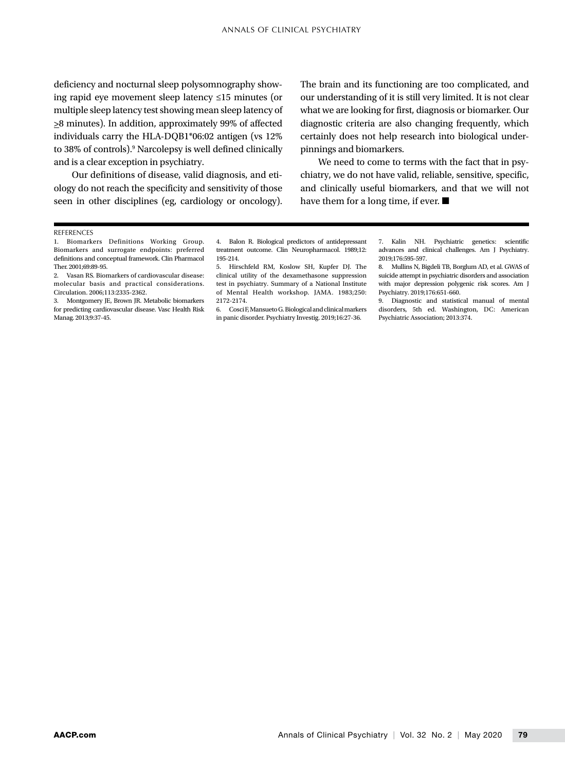deficiency and nocturnal sleep polysomnography showing rapid eye movement sleep latency ≤15 minutes (or multiple sleep latency test showing mean sleep latency of ≥8 minutes). In addition, approximately 99% of affected individuals carry the HLA-DQB1*06:02 antigen (vs 12% to 38% of controls).[9] Narcolepsy is well defined clinically and is a clear exception in psychiatry.

Our definitions of disease, valid diagnosis, and etiology do not reach the specificity and sensitivity of those seen in other disciplines (eg, cardiology or oncology). The brain and its functioning are too complicated, and our understanding of it is still very limited. It is not clear what we are looking for first, diagnosis or biomarker. Our diagnostic criteria are also changing frequently, which certainly does not help research into biological underpinnings and biomarkers.

We need to come to terms with the fact that in psychiatry, we do not have valid, reliable, sensitive, specific, and clinically useful biomarkers, and that we will not have them for a long time, if ever. ■

## REFERENCES

1. Biomarkers Definitions Working Group. Biomarkers and surrogate endpoints: preferred definitions and conceptual framework. Clin Pharmacol Ther. 2001;69:89-95.
2. Vasan RS. Biomarkers of cardiovascular disease: molecular basis and practical considerations. Circulation. 2006;113:2335-2362.
3. Montgomery JE, Brown JR. Metabolic biomarkers for predicting cardiovascular disease. Vasc Health Risk Manag. 2013;9:37-45.
4. Balon R. Biological predictors of antidepressant treatment outcome. Clin Neuropharmacol. 1989;12:195-214.
5. Hirschfeld RM, Koslow SH, Kupfer DJ. The clinical utility of the dexamethasone suppression test in psychiatry. Summary of a National Institute of Mental Health workshop. JAMA. 1983;250:2172-2174.
6. Cosci F, Mansueto G. Biological and clinical markers in panic disorder. Psychiatry Investig. 2019;16:27-36.
7. Kalin NH. Psychiatric genetics: scientific advances and clinical challenges. Am J Psychiatry. 2019;176:595-597.
8. Mullins N, Bigdeli TB, Borglum AD, et al. GWAS of suicide attempt in psychiatric disorders and association with major depression polygenic risk scores. Am J Psychiatry. 2019;176:651-660.
9. Diagnostic and statistical manual of mental disorders, 5th ed. Washington, DC: American Psychiatric Association; 2013:374.